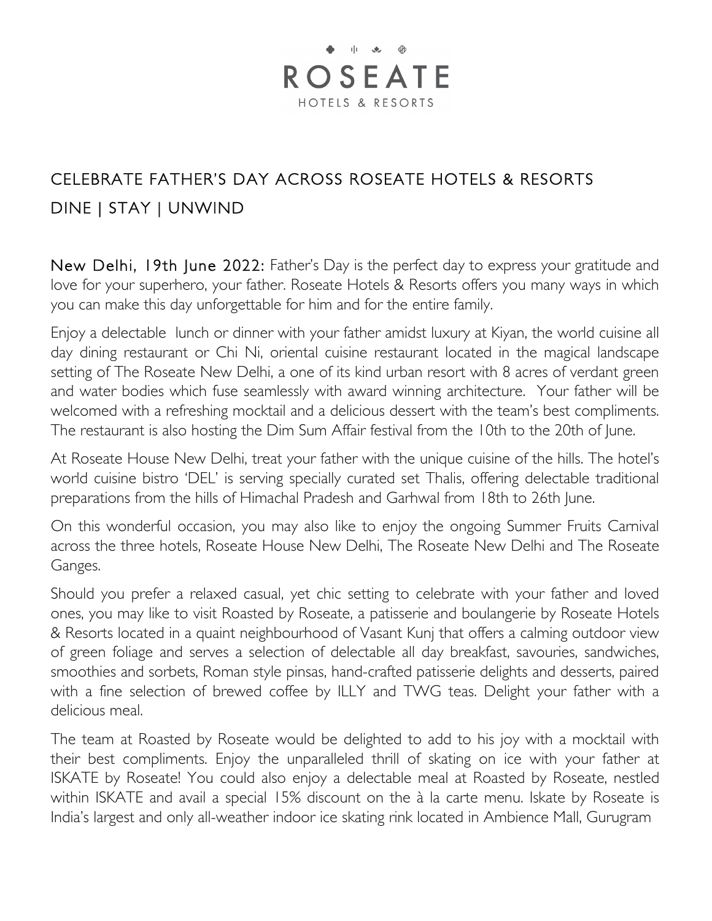ROSEATE

HOTELS & RESORTS

# CELEBRATE FATHER'S DAY ACROSS ROSEATE HOTELS & RESORTS

## DINE | STAY | UNWIND

**New Delhi, 19th June 2022:** Father's Day is the perfect day to express your gratitude and love for your superhero, your father. Roseate Hotels & Resorts offers you many ways in which you can make this day unforgettable for him and for the entire family.

Enjoy a delectable lunch or dinner with your father amidst luxury at Kiyan, the world cuisine all day dining restaurant or Chi Ni, oriental cuisine restaurant located in the magical landscape setting of The Roseate New Delhi, a one of its kind urban resort with 8 acres of verdant green and water bodies which fuse seamlessly with award winning architecture. Your father will be welcomed with a refreshing mocktail and a delicious dessert with the team's best compliments. The restaurant is also hosting the Dim Sum Affair festival from the 10th to the 20th of June.

At Roseate House New Delhi, treat your father with the unique cuisine of the hills. The hotel's world cuisine bistro 'DEL' is serving specially curated set Thalis, offering delectable traditional preparations from the hills of Himachal Pradesh and Garhwal from 18th to 26th June.

On this wonderful occasion, you may also like to enjoy the ongoing Summer Fruits Carnival across the three hotels, Roseate House New Delhi, The Roseate New Delhi and The Roseate Ganges.

Should you prefer a relaxed casual, yet chic setting to celebrate with your father and loved ones, you may like to visit Roasted by Roseate, a patisserie and boulangerie by Roseate Hotels & Resorts located in a quaint neighbourhood of Vasant Kunj that offers a calming outdoor view of green foliage and serves a selection of delectable all day breakfast, savouries, sandwiches, smoothies and sorbets, Roman style pinsas, hand-crafted patisserie delights and desserts, paired with a fine selection of brewed coffee by ILLY and TWG teas. Delight your father with a delicious meal.

The team at Roasted by Roseate would be delighted to add to his joy with a mocktail with their best compliments. Enjoy the unparalleled thrill of skating on ice with your father at ISKATE by Roseate! You could also enjoy a delectable meal at Roasted by Roseate, nestled within ISKATE and avail a special 15% discount on the à la carte menu. Iskate by Roseate is India's largest and only all-weather indoor ice skating rink located in Ambience Mall, Gurugram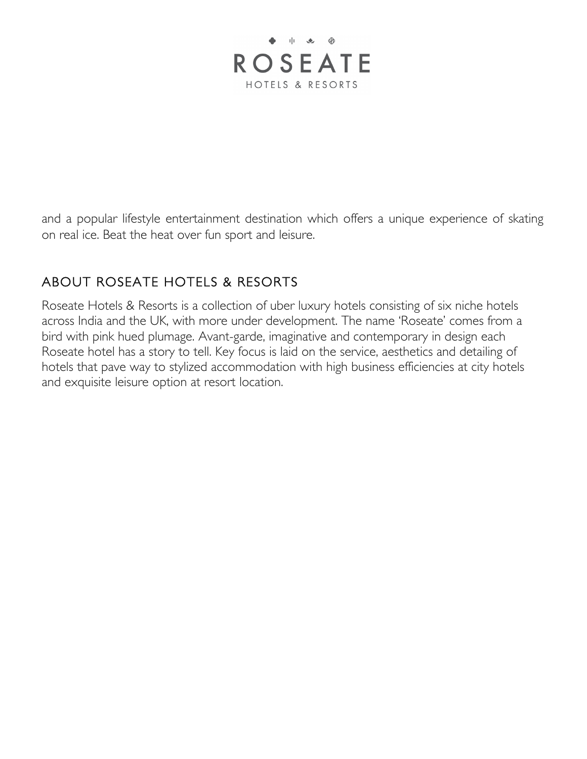and a popular lifestyle entertainment destination which offers a unique experience of skating on real ice. Beat the heat over fun sport and leisure.

## ABOUT ROSEATE HOTELS & RESORTS

Roseate Hotels & Resorts is a collection of uber luxury hotels consisting of six niche hotels across India and the UK, with more under development. The name 'Roseate' comes from a bird with pink hued plumage. Avant-garde, imaginative and contemporary in design each Roseate hotel has a story to tell. Key focus is laid on the service, aesthetics and detailing of hotels that pave way to stylized accommodation with high business efficiencies at city hotels and exquisite leisure option at resort location.